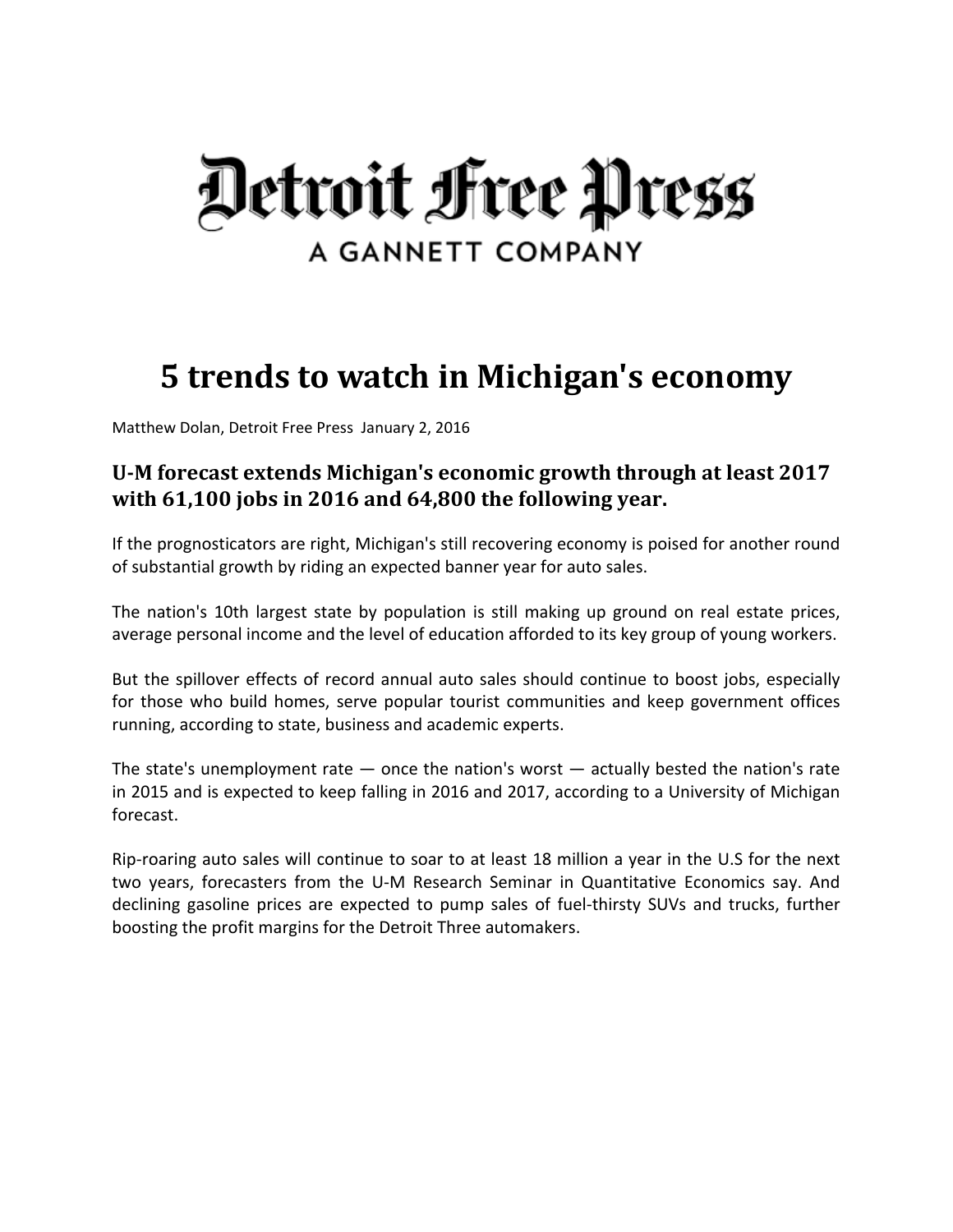Detroit Free Press

A GANNETT COMPANY

# 5 trends to watch in Michigan's economy

Matthew Dolan, Detroit Free Press January 2, 2016

### U-M forecast extends Michigan's economic growth through at least 2017 with 61,100 jobs in 2016 and 64,800 the following year.

If the prognosticators are right, Michigan's still recovering economy is poised for another round of substantial growth by riding an expected banner year for auto sales.

The nation's 10th largest state by population is still making up ground on real estate prices, average personal income and the level of education afforded to its key group of young workers.

But the spillover effects of record annual auto sales should continue to boost jobs, especially for those who build homes, serve popular tourist communities and keep government offices running, according to state, business and academic experts.

The state's unemployment rate — once the nation's worst — actually bested the nation's rate in 2015 and is expected to keep falling in 2016 and 2017, according to a University of Michigan forecast.

Rip-roaring auto sales will continue to soar to at least 18 million a year in the U.S for the next two years, forecasters from the U-M Research Seminar in Quantitative Economics say. And declining gasoline prices are expected to pump sales of fuel-thirsty SUVs and trucks, further boosting the profit margins for the Detroit Three automakers.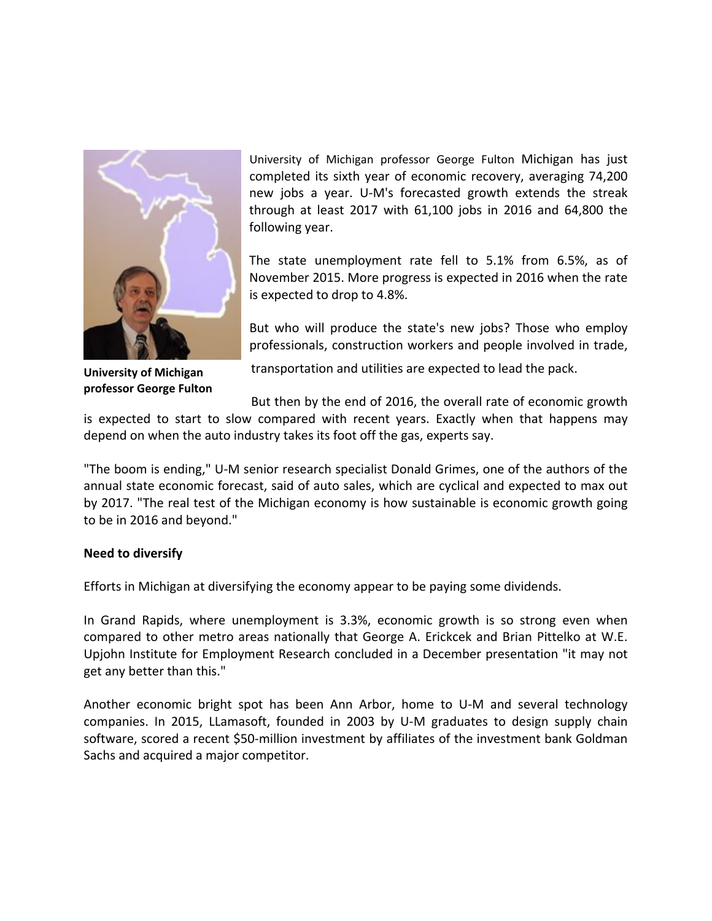University of Michigan professor George Fulton Michigan has just completed its sixth year of economic recovery, averaging 74,200 new jobs a year. U-M's forecasted growth extends the streak through at least 2017 with 61,100 jobs in 2016 and 64,800 the following year.

**University of Michigan professor George Fulton**

The state unemployment rate fell to 5.1% from 6.5%, as of November 2015. More progress is expected in 2016 when the rate is expected to drop to 4.8%.

But who will produce the state's new jobs? Those who employ professionals, construction workers and people involved in trade, transportation and utilities are expected to lead the pack.

But then by the end of 2016, the overall rate of economic growth is expected to start to slow compared with recent years. Exactly when that happens may depend on when the auto industry takes its foot off the gas, experts say.

"The boom is ending," U-M senior research specialist Donald Grimes, one of the authors of the annual state economic forecast, said of auto sales, which are cyclical and expected to max out by 2017. "The real test of the Michigan economy is how sustainable is economic growth going to be in 2016 and beyond."

**Need to diversify**

Efforts in Michigan at diversifying the economy appear to be paying some dividends.

In Grand Rapids, where unemployment is 3.3%, economic growth is so strong even when compared to other metro areas nationally that George A. Erickcek and Brian Pittelko at W.E. Upjohn Institute for Employment Research concluded in a December presentation "it may not get any better than this."

Another economic bright spot has been Ann Arbor, home to U-M and several technology companies. In 2015, LLamasoft, founded in 2003 by U-M graduates to design supply chain software, scored a recent $50-million investment by affiliates of the investment bank Goldman Sachs and acquired a major competitor.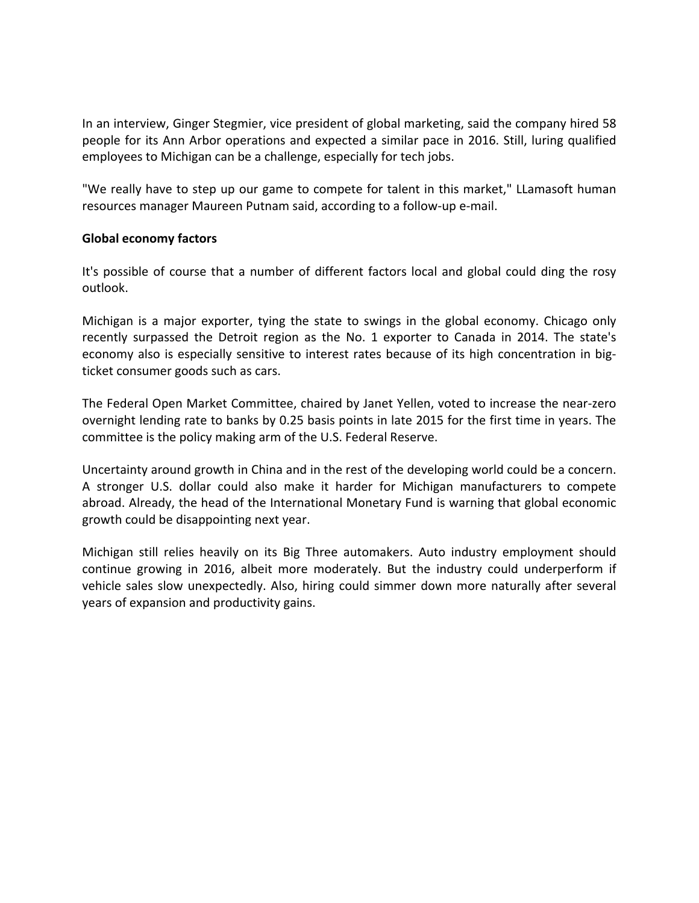In an interview, Ginger Stegmier, vice president of global marketing, said the company hired 58 people for its Ann Arbor operations and expected a similar pace in 2016. Still, luring qualified employees to Michigan can be a challenge, especially for tech jobs.

"We really have to step up our game to compete for talent in this market," LLamasoft human resources manager Maureen Putnam said, according to a follow-up e-mail.

**Global economy factors**

It's possible of course that a number of different factors local and global could ding the rosy outlook.

Michigan is a major exporter, tying the state to swings in the global economy. Chicago only recently surpassed the Detroit region as the No. 1 exporter to Canada in 2014. The state's economy also is especially sensitive to interest rates because of its high concentration in big-ticket consumer goods such as cars.

The Federal Open Market Committee, chaired by Janet Yellen, voted to increase the near-zero overnight lending rate to banks by 0.25 basis points in late 2015 for the first time in years. The committee is the policy making arm of the U.S. Federal Reserve.

Uncertainty around growth in China and in the rest of the developing world could be a concern. A stronger U.S. dollar could also make it harder for Michigan manufacturers to compete abroad. Already, the head of the International Monetary Fund is warning that global economic growth could be disappointing next year.

Michigan still relies heavily on its Big Three automakers. Auto industry employment should continue growing in 2016, albeit more moderately. But the industry could underperform if vehicle sales slow unexpectedly. Also, hiring could simmer down more naturally after several years of expansion and productivity gains.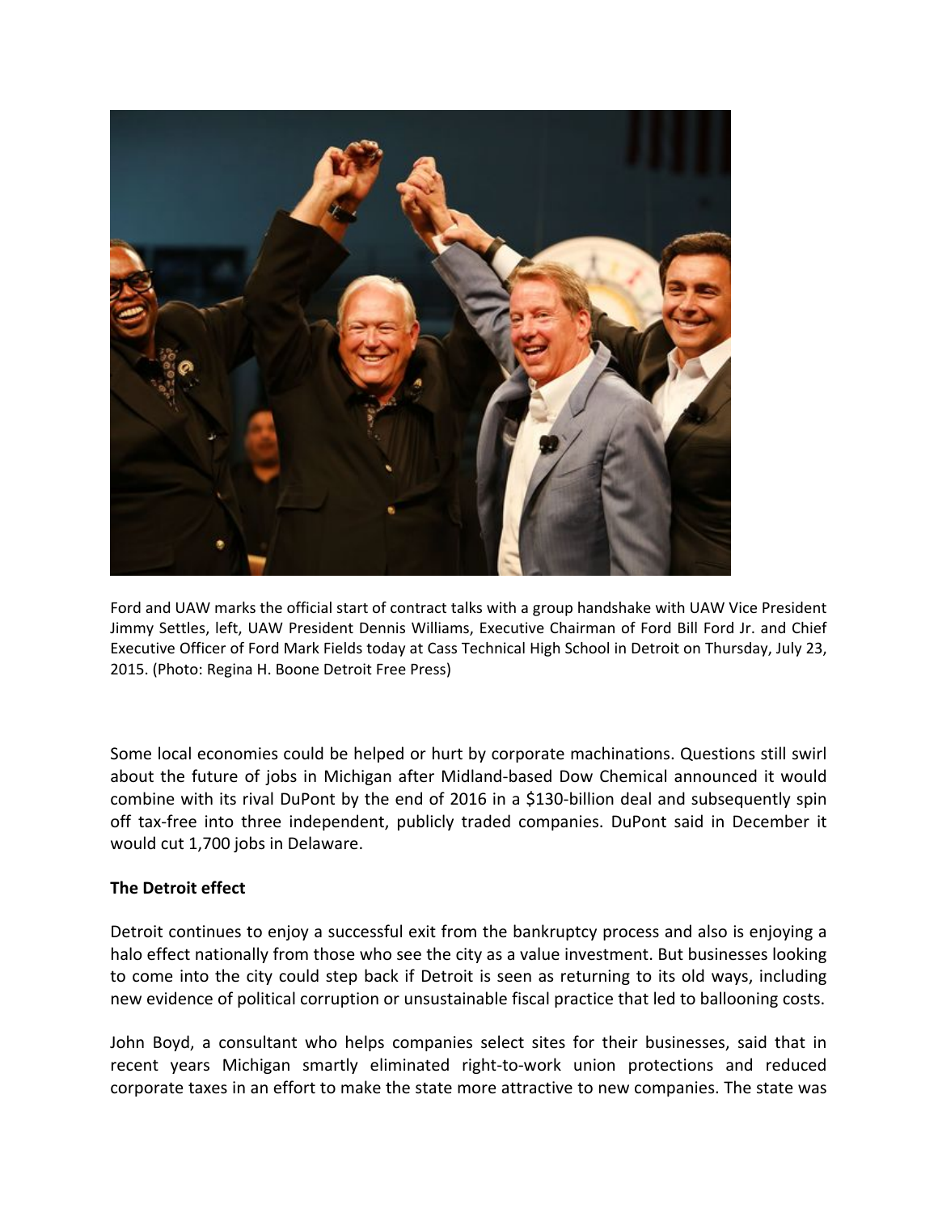Ford and UAW marks the official start of contract talks with a group handshake with UAW Vice President Jimmy Settles, left, UAW President Dennis Williams, Executive Chairman of Ford Bill Ford Jr. and Chief Executive Officer of Ford Mark Fields today at Cass Technical High School in Detroit on Thursday, July 23, 2015. (Photo: Regina H. Boone Detroit Free Press)

Some local economies could be helped or hurt by corporate machinations. Questions still swirl about the future of jobs in Michigan after Midland-based Dow Chemical announced it would combine with its rival DuPont by the end of 2016 in a $130-billion deal and subsequently spin off tax-free into three independent, publicly traded companies. DuPont said in December it would cut 1,700 jobs in Delaware.

**The Detroit effect**

Detroit continues to enjoy a successful exit from the bankruptcy process and also is enjoying a halo effect nationally from those who see the city as a value investment. But businesses looking to come into the city could step back if Detroit is seen as returning to its old ways, including new evidence of political corruption or unsustainable fiscal practice that led to ballooning costs.

John Boyd, a consultant who helps companies select sites for their businesses, said that in recent years Michigan smartly eliminated right-to-work union protections and reduced corporate taxes in an effort to make the state more attractive to new companies. The state was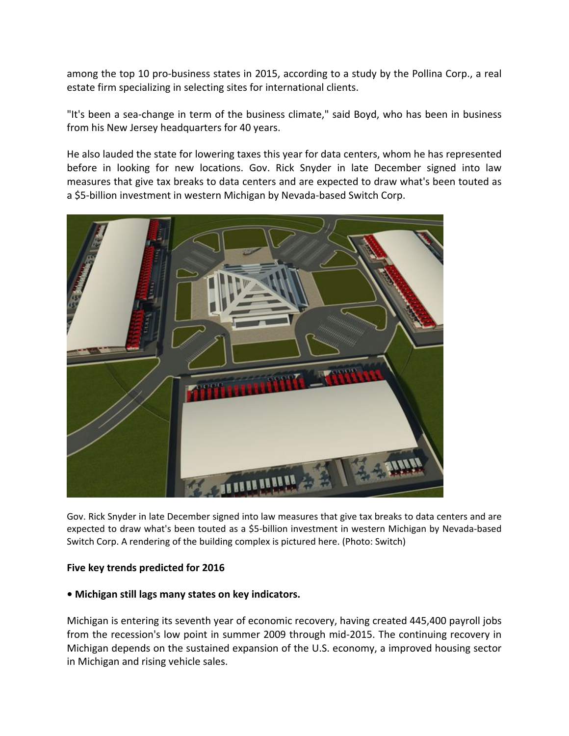among the top 10 pro-business states in 2015, according to a study by the Pollina Corp., a real estate firm specializing in selecting sites for international clients.

"It's been a sea-change in term of the business climate," said Boyd, who has been in business from his New Jersey headquarters for 40 years.

He also lauded the state for lowering taxes this year for data centers, whom he has represented before in looking for new locations. Gov. Rick Snyder in late December signed into law measures that give tax breaks to data centers and are expected to draw what's been touted as a $5-billion investment in western Michigan by Nevada-based Switch Corp.

Gov. Rick Snyder in late December signed into law measures that give tax breaks to data centers and are expected to draw what's been touted as a $5-billion investment in western Michigan by Nevada-based Switch Corp. A rendering of the building complex is pictured here. (Photo: Switch)

**Five key trends predicted for 2016**

**• Michigan still lags many states on key indicators.**

Michigan is entering its seventh year of economic recovery, having created 445,400 payroll jobs from the recession's low point in summer 2009 through mid-2015. The continuing recovery in Michigan depends on the sustained expansion of the U.S. economy, a improved housing sector in Michigan and rising vehicle sales.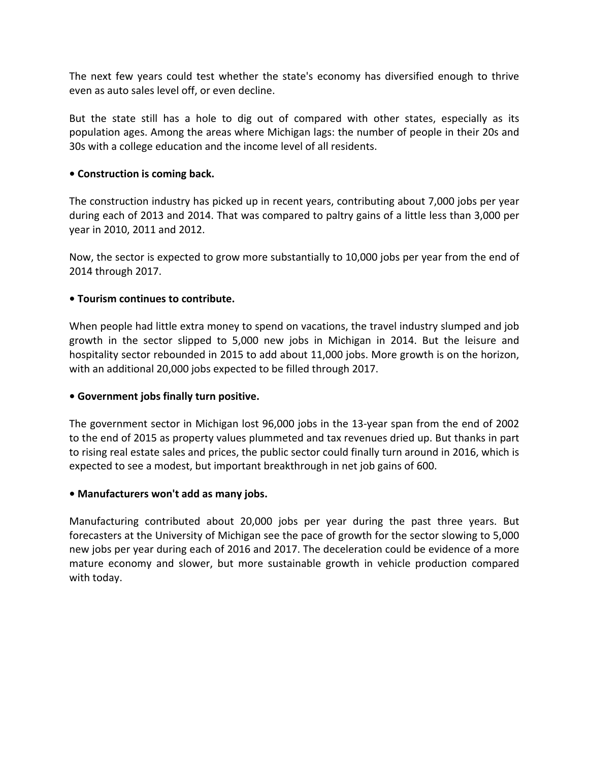The next few years could test whether the state's economy has diversified enough to thrive even as auto sales level off, or even decline.

But the state still has a hole to dig out of compared with other states, especially as its population ages. Among the areas where Michigan lags: the number of people in their 20s and 30s with a college education and the income level of all residents.

**• Construction is coming back.**

The construction industry has picked up in recent years, contributing about 7,000 jobs per year during each of 2013 and 2014. That was compared to paltry gains of a little less than 3,000 per year in 2010, 2011 and 2012.

Now, the sector is expected to grow more substantially to 10,000 jobs per year from the end of 2014 through 2017.

**• Tourism continues to contribute.**

When people had little extra money to spend on vacations, the travel industry slumped and job growth in the sector slipped to 5,000 new jobs in Michigan in 2014. But the leisure and hospitality sector rebounded in 2015 to add about 11,000 jobs. More growth is on the horizon, with an additional 20,000 jobs expected to be filled through 2017.

**• Government jobs finally turn positive.**

The government sector in Michigan lost 96,000 jobs in the 13-year span from the end of 2002 to the end of 2015 as property values plummeted and tax revenues dried up. But thanks in part to rising real estate sales and prices, the public sector could finally turn around in 2016, which is expected to see a modest, but important breakthrough in net job gains of 600.

**• Manufacturers won't add as many jobs.**

Manufacturing contributed about 20,000 jobs per year during the past three years. But forecasters at the University of Michigan see the pace of growth for the sector slowing to 5,000 new jobs per year during each of 2016 and 2017. The deceleration could be evidence of a more mature economy and slower, but more sustainable growth in vehicle production compared with today.